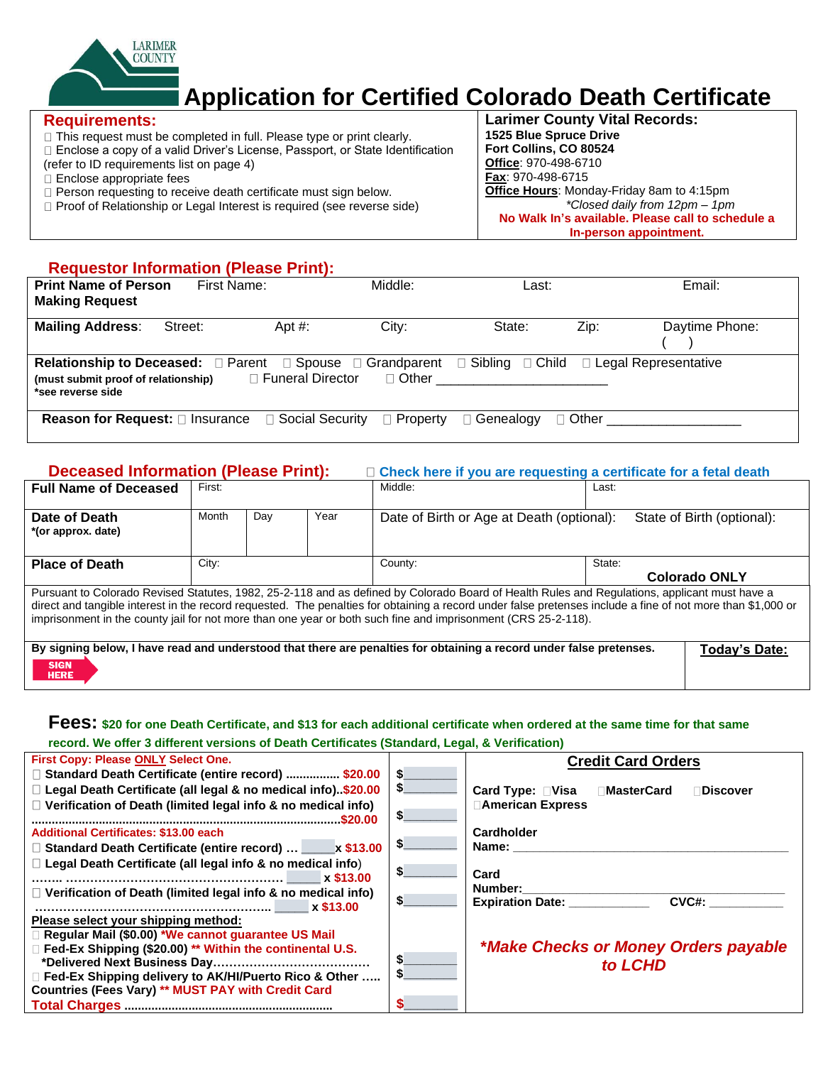LARIMER COUNTY

# Application for Certified Colorado Death Certificate

## Requirements:

- ☐ This request must be completed in full. Please type or print clearly.
- ☐ Enclose a copy of a valid Driver's License, Passport, or State Identification (refer to ID requirements list on page 4)
- ☐ Enclose appropriate fees
- ☐ Person requesting to receive death certificate must sign below.
- ☐ Proof of Relationship or Legal Interest is required (see reverse side)

## Larimer County Vital Records:

**1525 Blue Spruce Drive**
**Fort Collins, CO 80524**
**Office**: 970-498-6710
**Fax**: 970-498-6715
**Office Hours**: Monday-Friday 8am to 4:15pm
*\*Closed daily from 12pm – 1pm*
**No Walk In's available. Please call to schedule a In-person appointment.**

## Requestor Information (Please Print):

| **Print Name of Person Making Request** | First Name: | Middle: | Last: | Email: |
|---|---|---|---|---|

| **Mailing Address**: | Street: | Apt #: | City: | State: | Zip: | Daytime Phone: ( ) |
|---|---|---|---|---|---|---|

**Relationship to Deceased:** ☐ Parent ☐ Spouse ☐ Grandparent ☐ Sibling ☐ Child ☐ Legal Representative
**(must submit proof of relationship)** ☐ Funeral Director ☐ Other ______________________
**\*see reverse side**

**Reason for Request:** ☐ Insurance ☐ Social Security ☐ Property ☐ Genealogy ☐ Other _________________

## Deceased Information (Please Print):

☐ Check here if you are requesting a certificate for a fetal death

| **Full Name of Deceased** | First: | | | Middle: | Last: |
|---|---|---|---|---|---|
| **Date of Death** *(or approx. date) | Month | Day | Year | Date of Birth or Age at Death (optional): | State of Birth (optional): |
| **Place of Death** | City: | | | County: | State: **Colorado ONLY** |

Pursuant to Colorado Revised Statutes, 1982, 25-2-118 and as defined by Colorado Board of Health Rules and Regulations, applicant must have a direct and tangible interest in the record requested. The penalties for obtaining a record under false pretenses include a fine of not more than $1,000 or imprisonment in the county jail for not more than one year or both such fine and imprisonment (CRS 25-2-118).

**By signing below, I have read and understood that there are penalties for obtaining a record under false pretenses.**

SIGN HERE

**Today's Date:**

## Fees: $20 for one Death Certificate, and $13 for each additional certificate when ordered at the same time for that same record. We offer 3 different versions of Death Certificates (Standard, Legal, & Verification)

**First Copy: Please ONLY Select One.**

- ☐ **Standard Death Certificate (entire record) ............... $20.00** $________
- ☐ **Legal Death Certificate (all legal & no medical info)..$20.00** $________
- ☐ **Verification of Death (limited legal info & no medical info) ........................................................................................$20.00** $________

**Additional Certificates: $13.00 each**

- ☐ **Standard Death Certificate (entire record) … _____x $13.00** $________
- ☐ **Legal Death Certificate (all legal info & no medical info) …….. …………………………………………… _____ x $13.00** $________
- ☐ **Verification of Death (limited legal info & no medical info) …………………………………………………. _____ x $13.00** $________

**Please select your shipping method:**

- ☐ **Regular Mail ($0.00)** *We cannot guarantee US Mail
- ☐ **Fed-Ex Shipping ($20.00)** ** Within the continental U.S. *Delivered Next Business Day…………………………………** $________
- ☐ **Fed-Ex Shipping delivery to AK/HI/Puerto Rico & Other ….. Countries (Fees Vary)** ** MUST PAY with Credit Card $________

**Total Charges ............................................................** $________

### Credit Card Orders

**Card Type:** ☐Visa ☐MasterCard ☐Discover ☐American Express

**Cardholder Name:** ____________________________________________

**Card Number:**______________________________________________

**Expiration Date:** ____________ **CVC#:** ___________

***\*Make Checks or Money Orders payable to LCHD***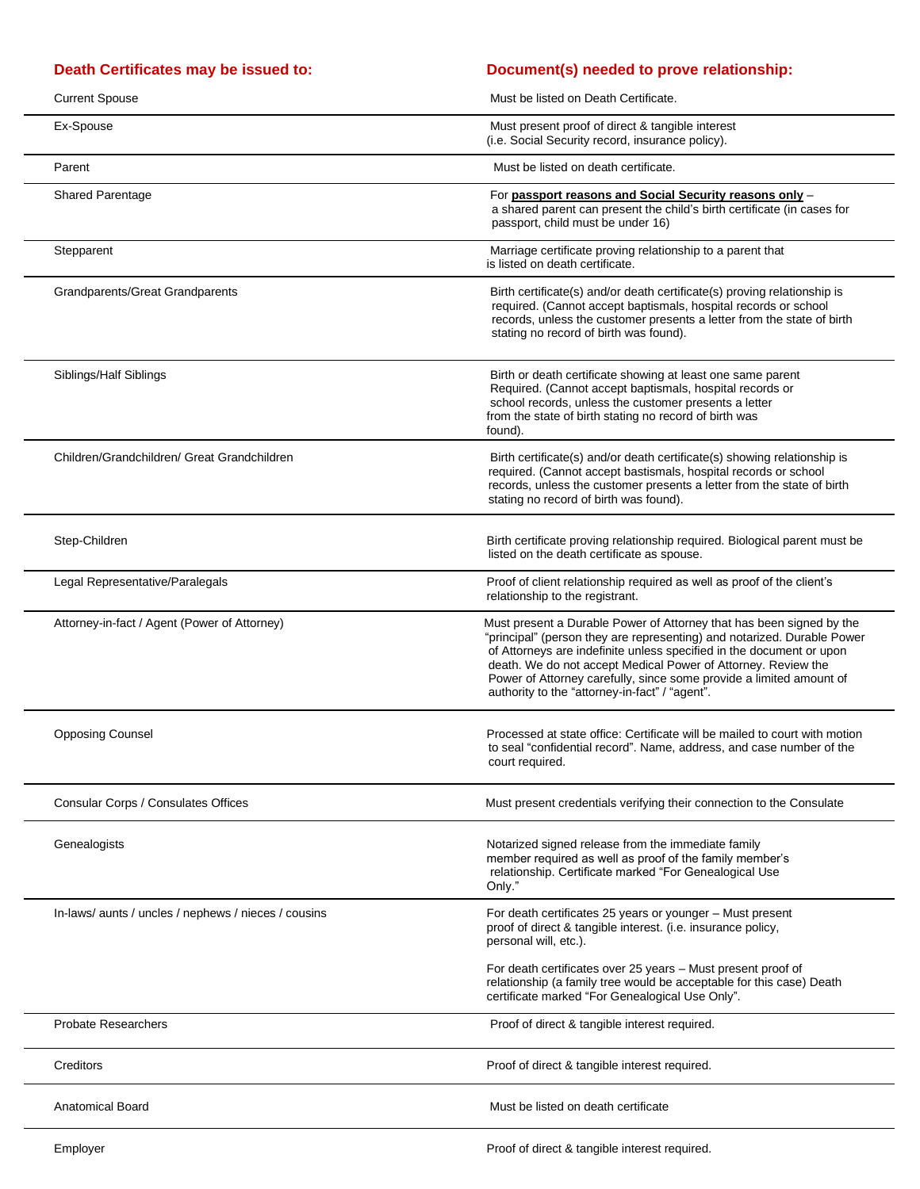| Death Certificates may be issued to: | Document(s) needed to prove relationship: |
|---|---|
| Current Spouse | Must be listed on Death Certificate. |
| Ex-Spouse | Must present proof of direct & tangible interest (i.e. Social Security record, insurance policy). |
| Parent | Must be listed on death certificate. |
| Shared Parentage | For **passport reasons and Social Security reasons only** – a shared parent can present the child's birth certificate (in cases for passport, child must be under 16) |
| Stepparent | Marriage certificate proving relationship to a parent that is listed on death certificate. |
| Grandparents/Great Grandparents | Birth certificate(s) and/or death certificate(s) proving relationship is required. (Cannot accept baptismals, hospital records or school records, unless the customer presents a letter from the state of birth stating no record of birth was found). |
| Siblings/Half Siblings | Birth or death certificate showing at least one same parent Required. (Cannot accept baptismals, hospital records or school records, unless the customer presents a letter from the state of birth stating no record of birth was found). |
| Children/Grandchildren/ Great Grandchildren | Birth certificate(s) and/or death certificate(s) showing relationship is required. (Cannot accept bastismals, hospital records or school records, unless the customer presents a letter from the state of birth stating no record of birth was found). |
| Step-Children | Birth certificate proving relationship required. Biological parent must be listed on the death certificate as spouse. |
| Legal Representative/Paralegals | Proof of client relationship required as well as proof of the client's relationship to the registrant. |
| Attorney-in-fact / Agent (Power of Attorney) | Must present a Durable Power of Attorney that has been signed by the "principal" (person they are representing) and notarized. Durable Power of Attorneys are indefinite unless specified in the document or upon death. We do not accept Medical Power of Attorney. Review the Power of Attorney carefully, since some provide a limited amount of authority to the "attorney-in-fact" / "agent". |
| Opposing Counsel | Processed at state office: Certificate will be mailed to court with motion to seal "confidential record". Name, address, and case number of the court required. |
| Consular Corps / Consulates Offices | Must present credentials verifying their connection to the Consulate |
| Genealogists | Notarized signed release from the immediate family member required as well as proof of the family member's relationship. Certificate marked "For Genealogical Use Only." |
| In-laws/ aunts / uncles / nephews / nieces / cousins | For death certificates 25 years or younger – Must present proof of direct & tangible interest. (i.e. insurance policy, personal will, etc.).<br><br>For death certificates over 25 years – Must present proof of relationship (a family tree would be acceptable for this case) Death certificate marked "For Genealogical Use Only". |
| Probate Researchers | Proof of direct & tangible interest required. |
| Creditors | Proof of direct & tangible interest required. |
| Anatomical Board | Must be listed on death certificate |
| Employer | Proof of direct & tangible interest required. |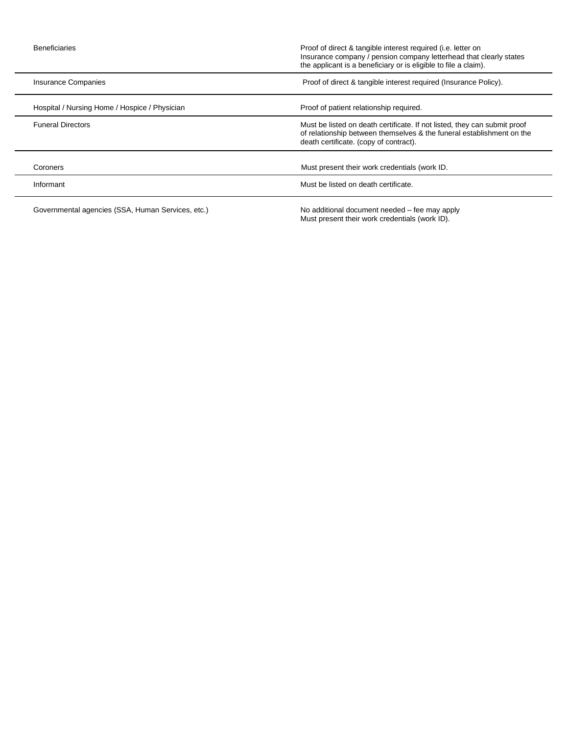| | |
|---|---|
| Beneficiaries | Proof of direct & tangible interest required (i.e. letter on Insurance company / pension company letterhead that clearly states the applicant is a beneficiary or is eligible to file a claim). |
| Insurance Companies | Proof of direct & tangible interest required (Insurance Policy). |
| Hospital / Nursing Home / Hospice / Physician | Proof of patient relationship required. |
| Funeral Directors | Must be listed on death certificate. If not listed, they can submit proof of relationship between themselves & the funeral establishment on the death certificate. (copy of contract). |
| Coroners | Must present their work credentials (work ID. |
| Informant | Must be listed on death certificate. |
| Governmental agencies (SSA, Human Services, etc.) | No additional document needed – fee may apply<br>Must present their work credentials (work ID). |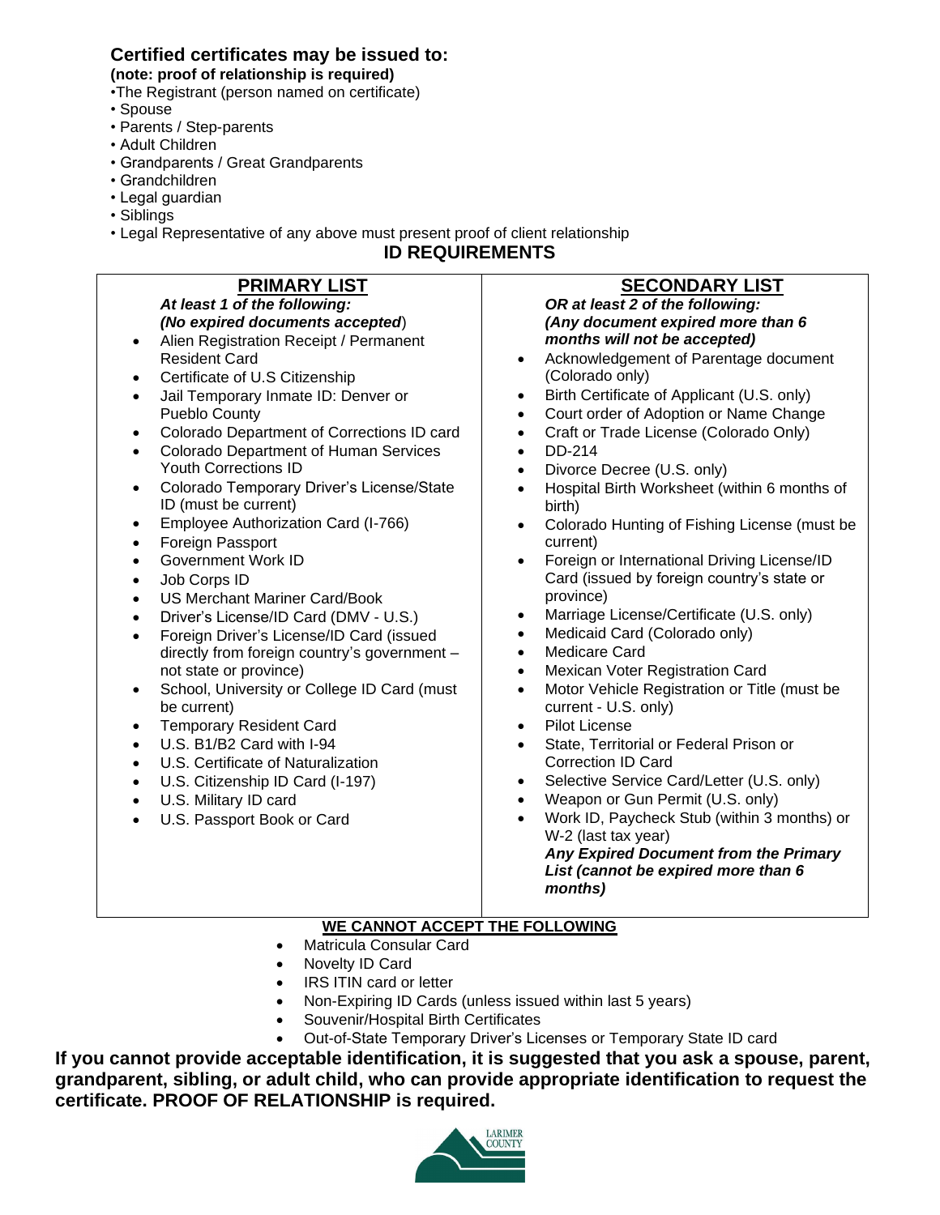**Certified certificates may be issued to:**
**(note: proof of relationship is required)**

- The Registrant (person named on certificate)
- Spouse
- Parents / Step-parents
- Adult Children
- Grandparents / Great Grandparents
- Grandchildren
- Legal guardian
- Siblings
- Legal Representative of any above must present proof of client relationship

## ID REQUIREMENTS

### PRIMARY LIST

***At least 1 of the following:***
***(No expired documents accepted)***

- Alien Registration Receipt / Permanent Resident Card
- Certificate of U.S Citizenship
- Jail Temporary Inmate ID: Denver or Pueblo County
- Colorado Department of Corrections ID card
- Colorado Department of Human Services Youth Corrections ID
- Colorado Temporary Driver's License/State ID (must be current)
- Employee Authorization Card (I-766)
- Foreign Passport
- Government Work ID
- Job Corps ID
- US Merchant Mariner Card/Book
- Driver's License/ID Card (DMV - U.S.)
- Foreign Driver's License/ID Card (issued directly from foreign country's government – not state or province)
- School, University or College ID Card (must be current)
- Temporary Resident Card
- U.S. B1/B2 Card with I-94
- U.S. Certificate of Naturalization
- U.S. Citizenship ID Card (I-197)
- U.S. Military ID card
- U.S. Passport Book or Card

### SECONDARY LIST

***OR at least 2 of the following:***
***(Any document expired more than 6 months will not be accepted)***

- Acknowledgement of Parentage document (Colorado only)
- Birth Certificate of Applicant (U.S. only)
- Court order of Adoption or Name Change
- Craft or Trade License (Colorado Only)
- DD-214
- Divorce Decree (U.S. only)
- Hospital Birth Worksheet (within 6 months of birth)
- Colorado Hunting of Fishing License (must be current)
- Foreign or International Driving License/ID Card (issued by foreign country's state or province)
- Marriage License/Certificate (U.S. only)
- Medicaid Card (Colorado only)
- Medicare Card
- Mexican Voter Registration Card
- Motor Vehicle Registration or Title (must be current - U.S. only)
- Pilot License
- State, Territorial or Federal Prison or Correction ID Card
- Selective Service Card/Letter (U.S. only)
- Weapon or Gun Permit (U.S. only)
- Work ID, Paycheck Stub (within 3 months) or W-2 (last tax year)

***Any Expired Document from the Primary List (cannot be expired more than 6 months)***

**WE CANNOT ACCEPT THE FOLLOWING**

- Matricula Consular Card
- Novelty ID Card
- IRS ITIN card or letter
- Non-Expiring ID Cards (unless issued within last 5 years)
- Souvenir/Hospital Birth Certificates
- Out-of-State Temporary Driver's Licenses or Temporary State ID card

**If you cannot provide acceptable identification, it is suggested that you ask a spouse, parent, grandparent, sibling, or adult child, who can provide appropriate identification to request the certificate. PROOF OF RELATIONSHIP is required.**

LARIMER COUNTY